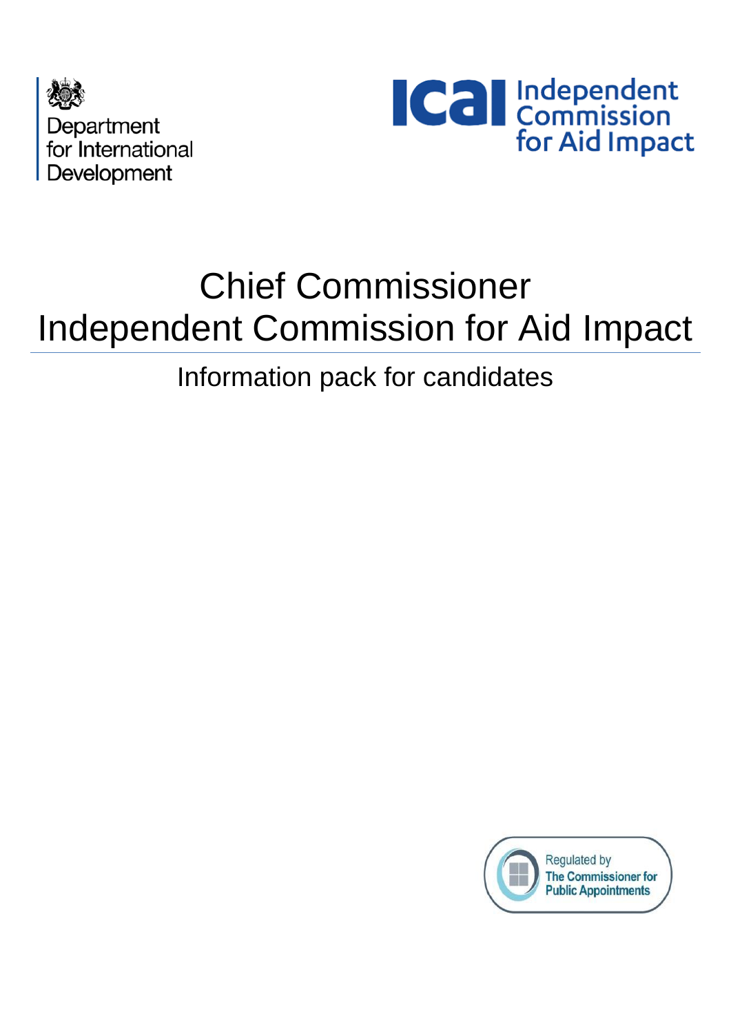Department for International Development

ICAI Independent Commission for Aid Impact

# Chief Commissioner
# Independent Commission for Aid Impact

## Information pack for candidates

Regulated by The Commissioner for Public Appointments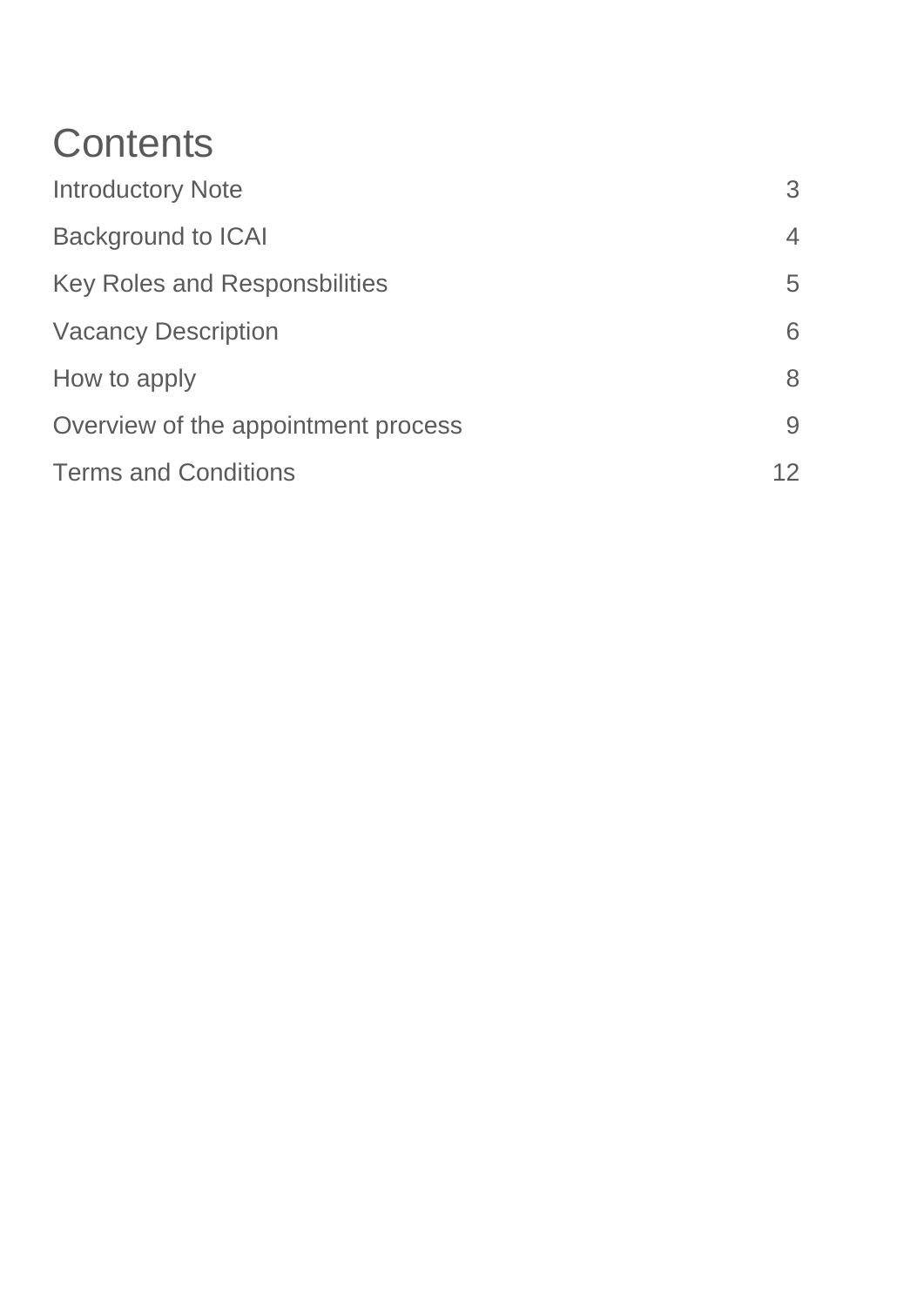# Contents

| | |
|---|---|
| Introductory Note | 3 |
| Background to ICAI | 4 |
| Key Roles and Responsbilities | 5 |
| Vacancy Description | 6 |
| How to apply | 8 |
| Overview of the appointment process | 9 |
| Terms and Conditions | 12 |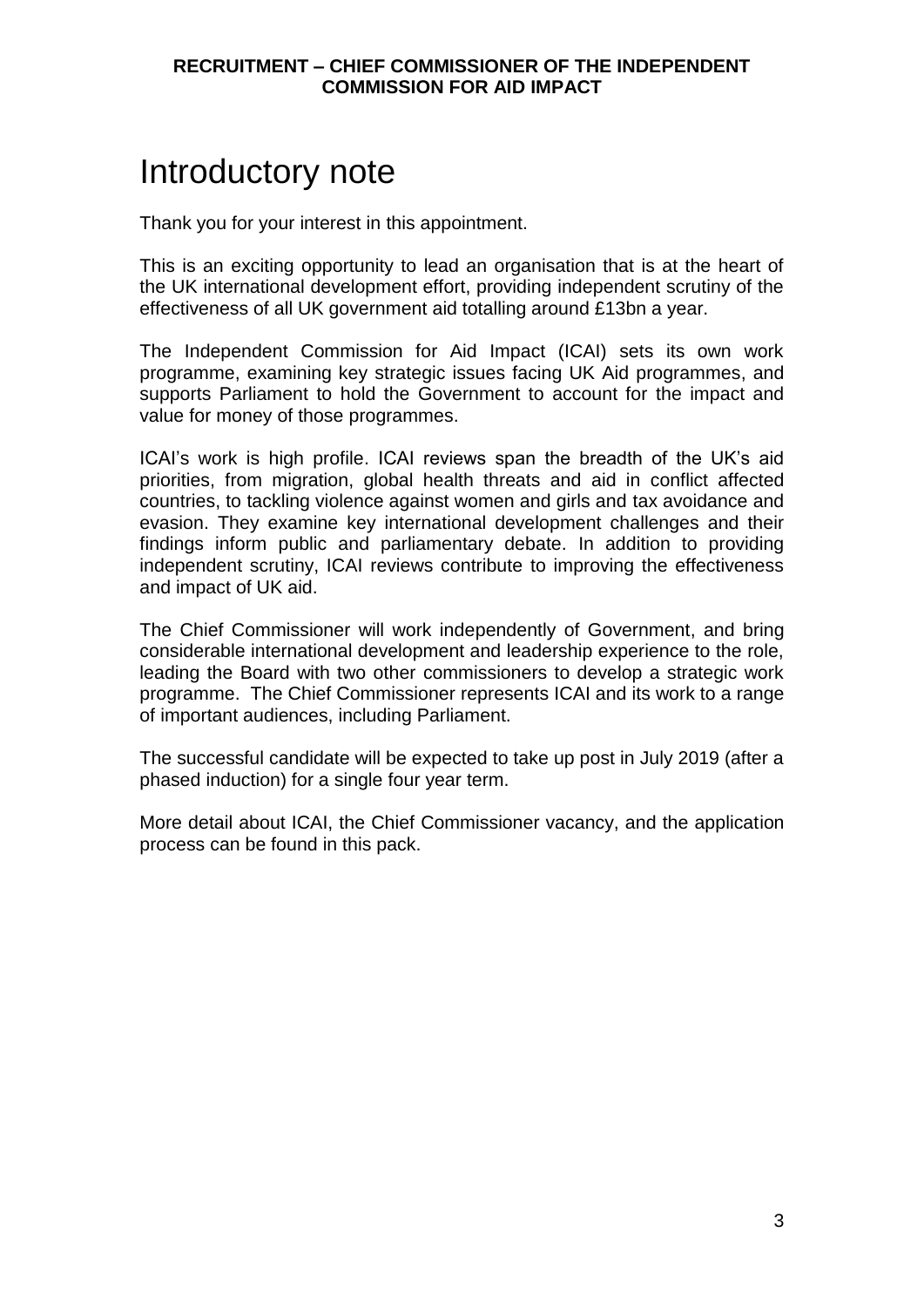# Introductory note

Thank you for your interest in this appointment.

This is an exciting opportunity to lead an organisation that is at the heart of the UK international development effort, providing independent scrutiny of the effectiveness of all UK government aid totalling around £13bn a year.

The Independent Commission for Aid Impact (ICAI) sets its own work programme, examining key strategic issues facing UK Aid programmes, and supports Parliament to hold the Government to account for the impact and value for money of those programmes.

ICAI's work is high profile. ICAI reviews span the breadth of the UK's aid priorities, from migration, global health threats and aid in conflict affected countries, to tackling violence against women and girls and tax avoidance and evasion. They examine key international development challenges and their findings inform public and parliamentary debate. In addition to providing independent scrutiny, ICAI reviews contribute to improving the effectiveness and impact of UK aid.

The Chief Commissioner will work independently of Government, and bring considerable international development and leadership experience to the role, leading the Board with two other commissioners to develop a strategic work programme. The Chief Commissioner represents ICAI and its work to a range of important audiences, including Parliament.

The successful candidate will be expected to take up post in July 2019 (after a phased induction) for a single four year term.

More detail about ICAI, the Chief Commissioner vacancy, and the application process can be found in this pack.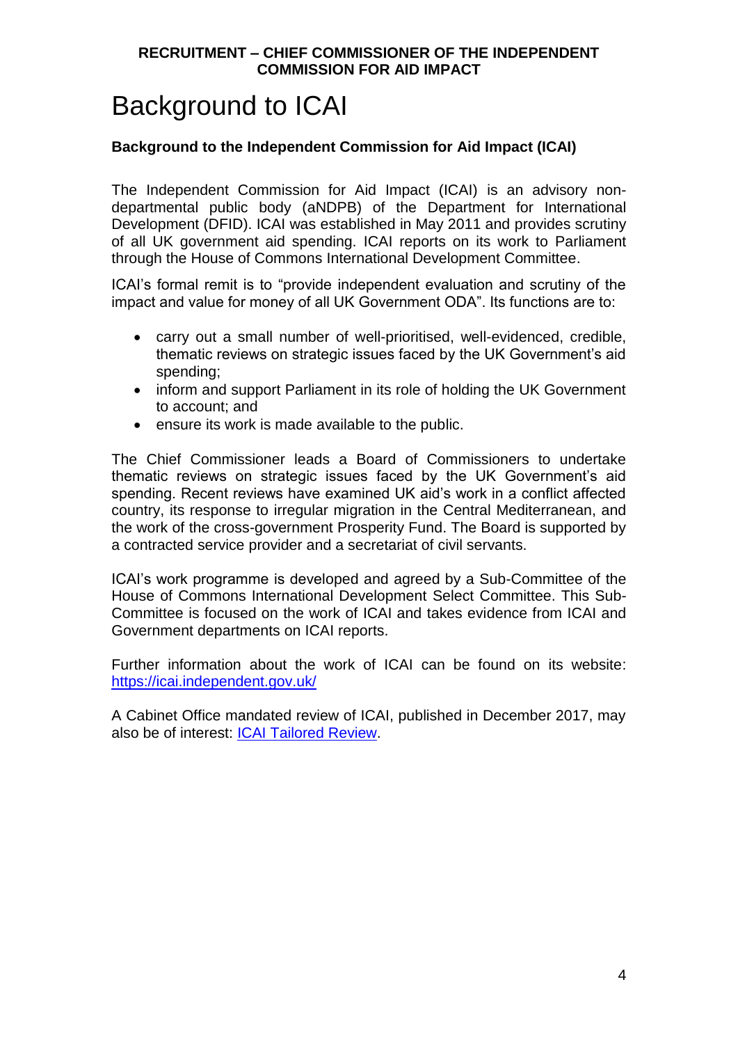# Background to ICAI

**Background to the Independent Commission for Aid Impact (ICAI)**

The Independent Commission for Aid Impact (ICAI) is an advisory non-departmental public body (aNDPB) of the Department for International Development (DFID). ICAI was established in May 2011 and provides scrutiny of all UK government aid spending. ICAI reports on its work to Parliament through the House of Commons International Development Committee.

ICAI's formal remit is to "provide independent evaluation and scrutiny of the impact and value for money of all UK Government ODA". Its functions are to:

- carry out a small number of well-prioritised, well-evidenced, credible, thematic reviews on strategic issues faced by the UK Government's aid spending;
- inform and support Parliament in its role of holding the UK Government to account; and
- ensure its work is made available to the public.

The Chief Commissioner leads a Board of Commissioners to undertake thematic reviews on strategic issues faced by the UK Government's aid spending. Recent reviews have examined UK aid's work in a conflict affected country, its response to irregular migration in the Central Mediterranean, and the work of the cross-government Prosperity Fund. The Board is supported by a contracted service provider and a secretariat of civil servants.

ICAI's work programme is developed and agreed by a Sub-Committee of the House of Commons International Development Select Committee. This Sub-Committee is focused on the work of ICAI and takes evidence from ICAI and Government departments on ICAI reports.

Further information about the work of ICAI can be found on its website: https://icai.independent.gov.uk/

A Cabinet Office mandated review of ICAI, published in December 2017, may also be of interest: ICAI Tailored Review.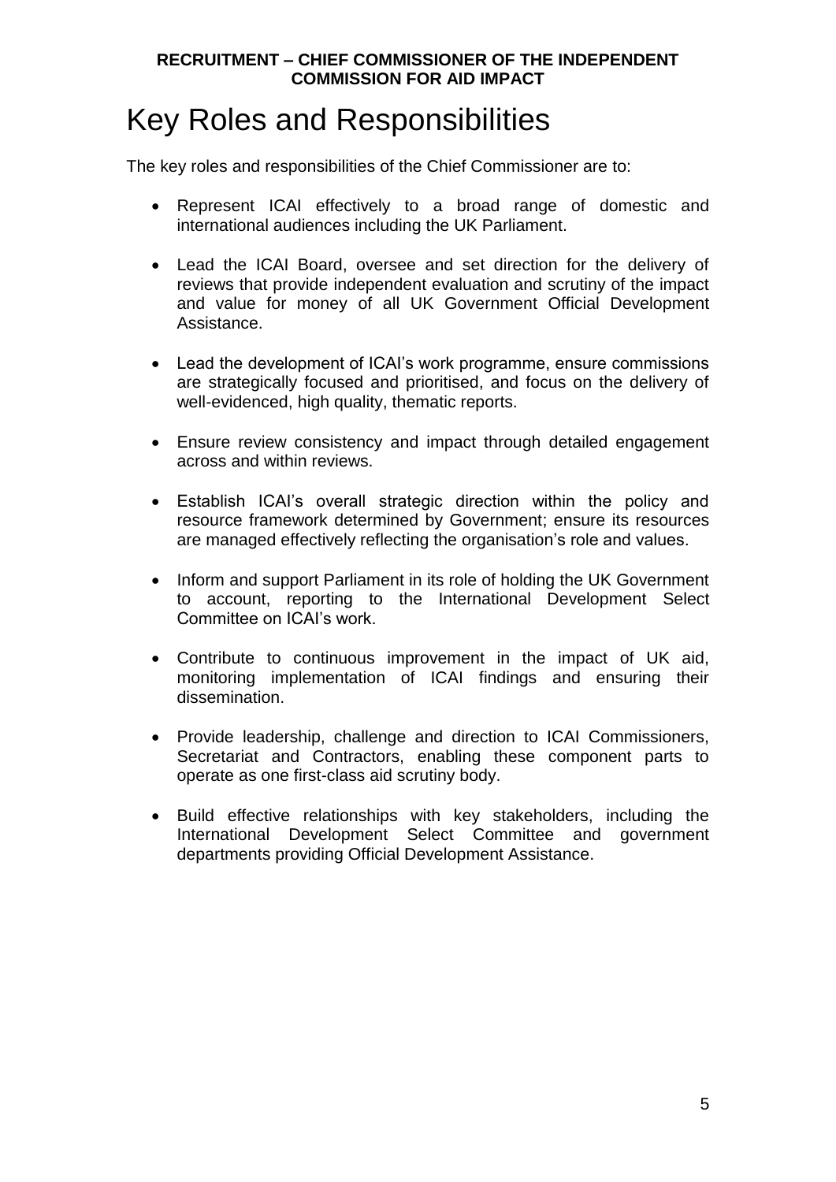# Key Roles and Responsibilities

The key roles and responsibilities of the Chief Commissioner are to:

- Represent ICAI effectively to a broad range of domestic and international audiences including the UK Parliament.
- Lead the ICAI Board, oversee and set direction for the delivery of reviews that provide independent evaluation and scrutiny of the impact and value for money of all UK Government Official Development Assistance.
- Lead the development of ICAI's work programme, ensure commissions are strategically focused and prioritised, and focus on the delivery of well-evidenced, high quality, thematic reports.
- Ensure review consistency and impact through detailed engagement across and within reviews.
- Establish ICAI's overall strategic direction within the policy and resource framework determined by Government; ensure its resources are managed effectively reflecting the organisation's role and values.
- Inform and support Parliament in its role of holding the UK Government to account, reporting to the International Development Select Committee on ICAI's work.
- Contribute to continuous improvement in the impact of UK aid, monitoring implementation of ICAI findings and ensuring their dissemination.
- Provide leadership, challenge and direction to ICAI Commissioners, Secretariat and Contractors, enabling these component parts to operate as one first-class aid scrutiny body.
- Build effective relationships with key stakeholders, including the International Development Select Committee and government departments providing Official Development Assistance.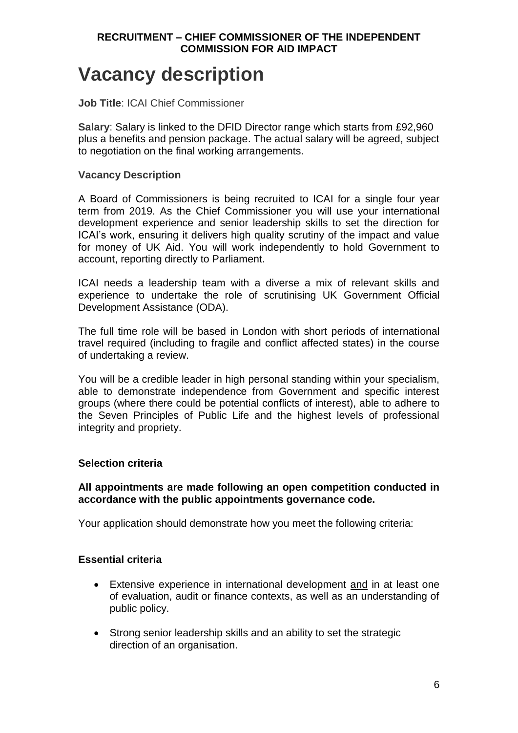**RECRUITMENT – CHIEF COMMISSIONER OF THE INDEPENDENT COMMISSION FOR AID IMPACT**

# Vacancy description

**Job Title**: ICAI Chief Commissioner

**Salary**: Salary is linked to the DFID Director range which starts from £92,960 plus a benefits and pension package. The actual salary will be agreed, subject to negotiation on the final working arrangements.

**Vacancy Description**

A Board of Commissioners is being recruited to ICAI for a single four year term from 2019. As the Chief Commissioner you will use your international development experience and senior leadership skills to set the direction for ICAI's work, ensuring it delivers high quality scrutiny of the impact and value for money of UK Aid. You will work independently to hold Government to account, reporting directly to Parliament.

ICAI needs a leadership team with a diverse a mix of relevant skills and experience to undertake the role of scrutinising UK Government Official Development Assistance (ODA).

The full time role will be based in London with short periods of international travel required (including to fragile and conflict affected states) in the course of undertaking a review.

You will be a credible leader in high personal standing within your specialism, able to demonstrate independence from Government and specific interest groups (where there could be potential conflicts of interest), able to adhere to the Seven Principles of Public Life and the highest levels of professional integrity and propriety.

**Selection criteria**

**All appointments are made following an open competition conducted in accordance with the public appointments governance code.**

Your application should demonstrate how you meet the following criteria:

**Essential criteria**

- Extensive experience in international development and in at least one of evaluation, audit or finance contexts, as well as an understanding of public policy.
- Strong senior leadership skills and an ability to set the strategic direction of an organisation.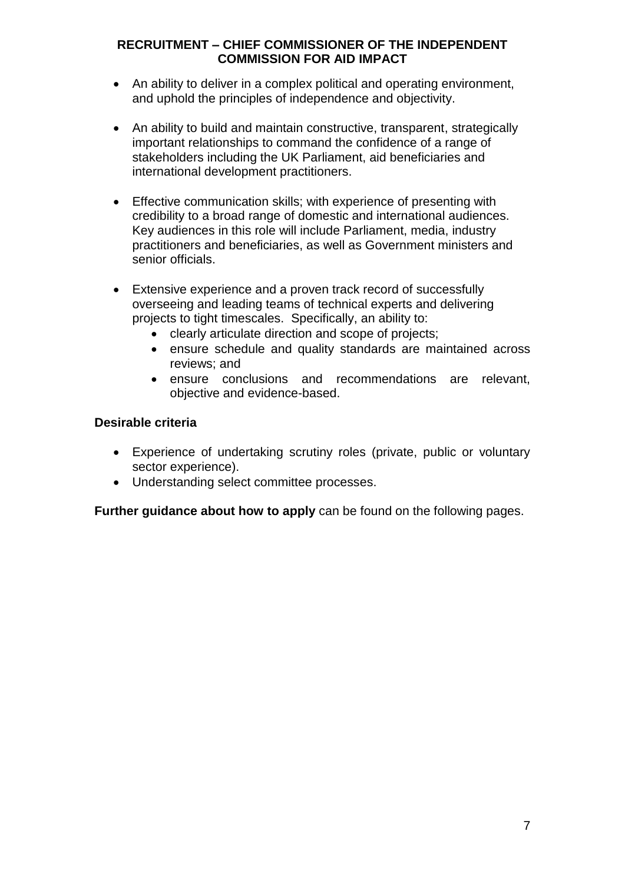- An ability to deliver in a complex political and operating environment, and uphold the principles of independence and objectivity.

- An ability to build and maintain constructive, transparent, strategically important relationships to command the confidence of a range of stakeholders including the UK Parliament, aid beneficiaries and international development practitioners.

- Effective communication skills; with experience of presenting with credibility to a broad range of domestic and international audiences. Key audiences in this role will include Parliament, media, industry practitioners and beneficiaries, as well as Government ministers and senior officials.

- Extensive experience and a proven track record of successfully overseeing and leading teams of technical experts and delivering projects to tight timescales. Specifically, an ability to:
    - clearly articulate direction and scope of projects;
    - ensure schedule and quality standards are maintained across reviews; and
    - ensure conclusions and recommendations are relevant, objective and evidence-based.

**Desirable criteria**

- Experience of undertaking scrutiny roles (private, public or voluntary sector experience).
- Understanding select committee processes.

**Further guidance about how to apply** can be found on the following pages.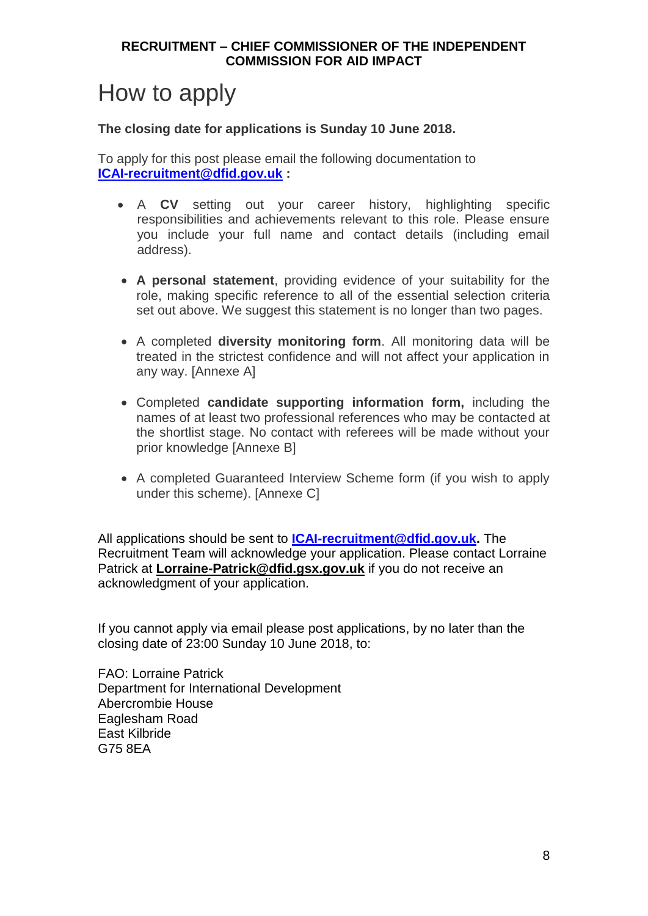**RECRUITMENT – CHIEF COMMISSIONER OF THE INDEPENDENT COMMISSION FOR AID IMPACT**

# How to apply

**The closing date for applications is Sunday 10 June 2018.**

To apply for this post please email the following documentation to **ICAI-recruitment@dfid.gov.uk :**

- A **CV** setting out your career history, highlighting specific responsibilities and achievements relevant to this role. Please ensure you include your full name and contact details (including email address).
- **A personal statement**, providing evidence of your suitability for the role, making specific reference to all of the essential selection criteria set out above. We suggest this statement is no longer than two pages.
- A completed **diversity monitoring form**. All monitoring data will be treated in the strictest confidence and will not affect your application in any way. [Annexe A]
- Completed **candidate supporting information form,** including the names of at least two professional references who may be contacted at the shortlist stage. No contact with referees will be made without your prior knowledge [Annexe B]
- A completed Guaranteed Interview Scheme form (if you wish to apply under this scheme). [Annexe C]

All applications should be sent to **ICAI-recruitment@dfid.gov.uk.** The Recruitment Team will acknowledge your application. Please contact Lorraine Patrick at **Lorraine-Patrick@dfid.gsx.gov.uk** if you do not receive an acknowledgment of your application.

If you cannot apply via email please post applications, by no later than the closing date of 23:00 Sunday 10 June 2018, to:

FAO: Lorraine Patrick
Department for International Development
Abercrombie House
Eaglesham Road
East Kilbride
G75 8EA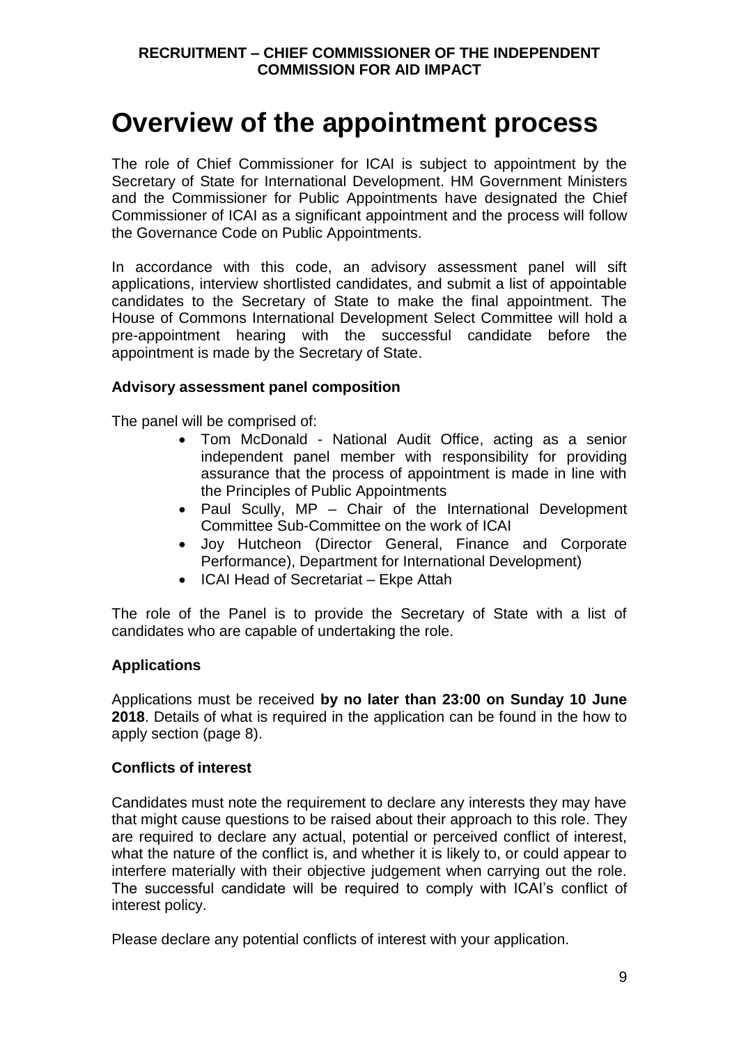# Overview of the appointment process

The role of Chief Commissioner for ICAI is subject to appointment by the Secretary of State for International Development. HM Government Ministers and the Commissioner for Public Appointments have designated the Chief Commissioner of ICAI as a significant appointment and the process will follow the Governance Code on Public Appointments.

In accordance with this code, an advisory assessment panel will sift applications, interview shortlisted candidates, and submit a list of appointable candidates to the Secretary of State to make the final appointment. The House of Commons International Development Select Committee will hold a pre-appointment hearing with the successful candidate before the appointment is made by the Secretary of State.

### Advisory assessment panel composition

The panel will be comprised of:

- Tom McDonald - National Audit Office, acting as a senior independent panel member with responsibility for providing assurance that the process of appointment is made in line with the Principles of Public Appointments
- Paul Scully, MP – Chair of the International Development Committee Sub-Committee on the work of ICAI
- Joy Hutcheon (Director General, Finance and Corporate Performance), Department for International Development)
- ICAI Head of Secretariat – Ekpe Attah

The role of the Panel is to provide the Secretary of State with a list of candidates who are capable of undertaking the role.

### Applications

Applications must be received **by no later than 23:00 on Sunday 10 June 2018**. Details of what is required in the application can be found in the how to apply section (page 8).

### Conflicts of interest

Candidates must note the requirement to declare any interests they may have that might cause questions to be raised about their approach to this role. They are required to declare any actual, potential or perceived conflict of interest, what the nature of the conflict is, and whether it is likely to, or could appear to interfere materially with their objective judgement when carrying out the role. The successful candidate will be required to comply with ICAI's conflict of interest policy.

Please declare any potential conflicts of interest with your application.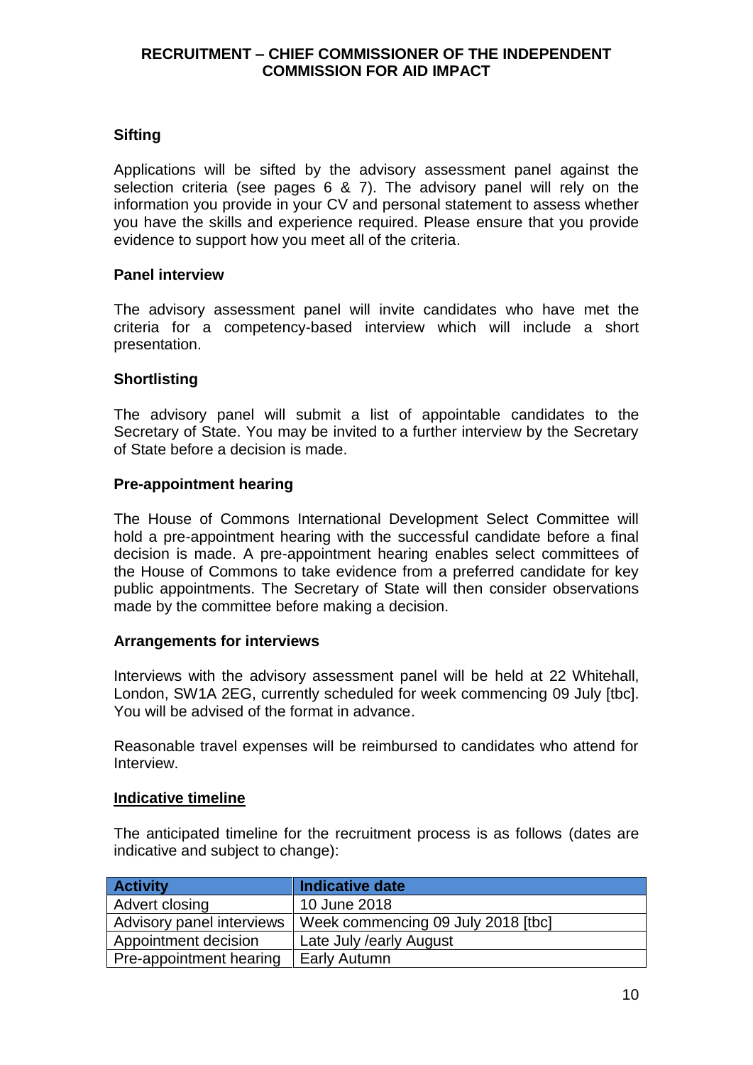# RECRUITMENT – CHIEF COMMISSIONER OF THE INDEPENDENT COMMISSION FOR AID IMPACT

### Sifting

Applications will be sifted by the advisory assessment panel against the selection criteria (see pages 6 & 7). The advisory panel will rely on the information you provide in your CV and personal statement to assess whether you have the skills and experience required. Please ensure that you provide evidence to support how you meet all of the criteria.

### Panel interview

The advisory assessment panel will invite candidates who have met the criteria for a competency-based interview which will include a short presentation.

### Shortlisting

The advisory panel will submit a list of appointable candidates to the Secretary of State. You may be invited to a further interview by the Secretary of State before a decision is made.

### Pre-appointment hearing

The House of Commons International Development Select Committee will hold a pre-appointment hearing with the successful candidate before a final decision is made. A pre-appointment hearing enables select committees of the House of Commons to take evidence from a preferred candidate for key public appointments. The Secretary of State will then consider observations made by the committee before making a decision.

### Arrangements for interviews

Interviews with the advisory assessment panel will be held at 22 Whitehall, London, SW1A 2EG, currently scheduled for week commencing 09 July [tbc]. You will be advised of the format in advance.

Reasonable travel expenses will be reimbursed to candidates who attend for Interview.

### Indicative timeline

The anticipated timeline for the recruitment process is as follows (dates are indicative and subject to change):

| Activity | Indicative date |
| --- | --- |
| Advert closing | 10 June 2018 |
| Advisory panel interviews | Week commencing 09 July 2018 [tbc] |
| Appointment decision | Late July /early August |
| Pre-appointment hearing | Early Autumn |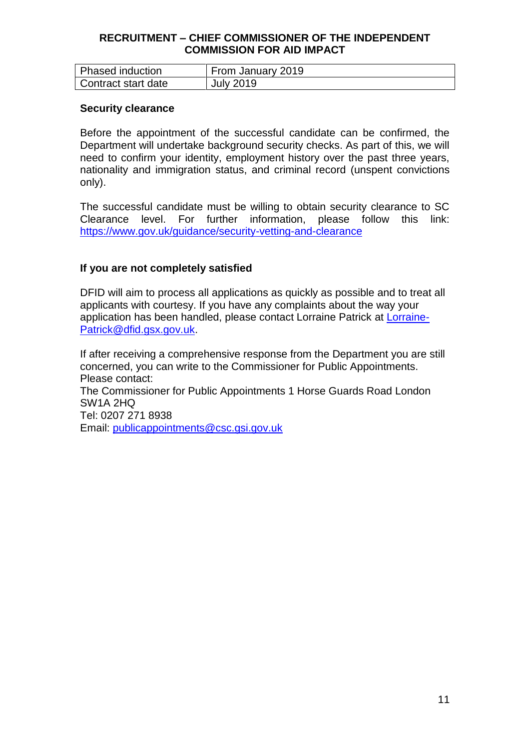**RECRUITMENT – CHIEF COMMISSIONER OF THE INDEPENDENT COMMISSION FOR AID IMPACT**

| | |
|---|---|
| Phased induction | From January 2019 |
| Contract start date | July 2019 |

**Security clearance**

Before the appointment of the successful candidate can be confirmed, the Department will undertake background security checks. As part of this, we will need to confirm your identity, employment history over the past three years, nationality and immigration status, and criminal record (unspent convictions only).

The successful candidate must be willing to obtain security clearance to SC Clearance level. For further information, please follow this link: https://www.gov.uk/guidance/security-vetting-and-clearance

**If you are not completely satisfied**

DFID will aim to process all applications as quickly as possible and to treat all applicants with courtesy. If you have any complaints about the way your application has been handled, please contact Lorraine Patrick at Lorraine-Patrick@dfid.gsx.gov.uk.

If after receiving a comprehensive response from the Department you are still concerned, you can write to the Commissioner for Public Appointments.
Please contact:
The Commissioner for Public Appointments 1 Horse Guards Road London SW1A 2HQ
Tel: 0207 271 8938
Email: publicappointments@csc.gsi.gov.uk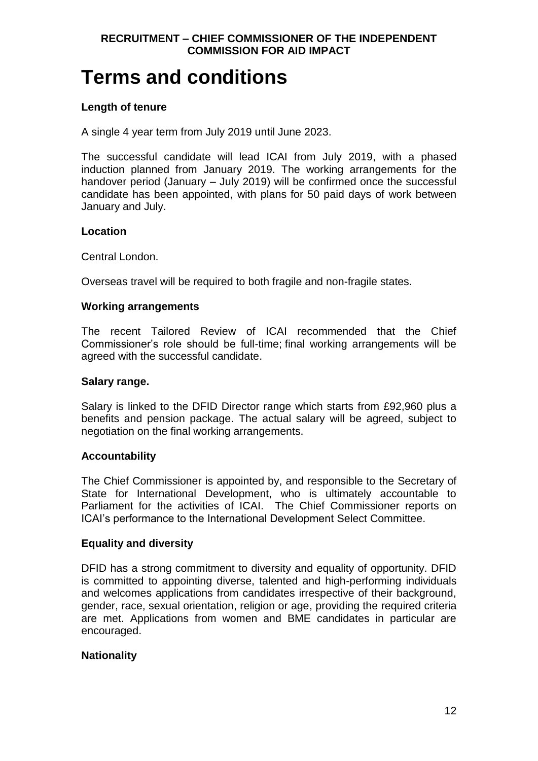# Terms and conditions

**Length of tenure**

A single 4 year term from July 2019 until June 2023.

The successful candidate will lead ICAI from July 2019, with a phased induction planned from January 2019. The working arrangements for the handover period (January – July 2019) will be confirmed once the successful candidate has been appointed, with plans for 50 paid days of work between January and July.

**Location**

Central London.

Overseas travel will be required to both fragile and non-fragile states.

**Working arrangements**

The recent Tailored Review of ICAI recommended that the Chief Commissioner's role should be full-time; final working arrangements will be agreed with the successful candidate.

**Salary range.**

Salary is linked to the DFID Director range which starts from £92,960 plus a benefits and pension package. The actual salary will be agreed, subject to negotiation on the final working arrangements.

**Accountability**

The Chief Commissioner is appointed by, and responsible to the Secretary of State for International Development, who is ultimately accountable to Parliament for the activities of ICAI. The Chief Commissioner reports on ICAI's performance to the International Development Select Committee.

**Equality and diversity**

DFID has a strong commitment to diversity and equality of opportunity. DFID is committed to appointing diverse, talented and high-performing individuals and welcomes applications from candidates irrespective of their background, gender, race, sexual orientation, religion or age, providing the required criteria are met. Applications from women and BME candidates in particular are encouraged.

**Nationality**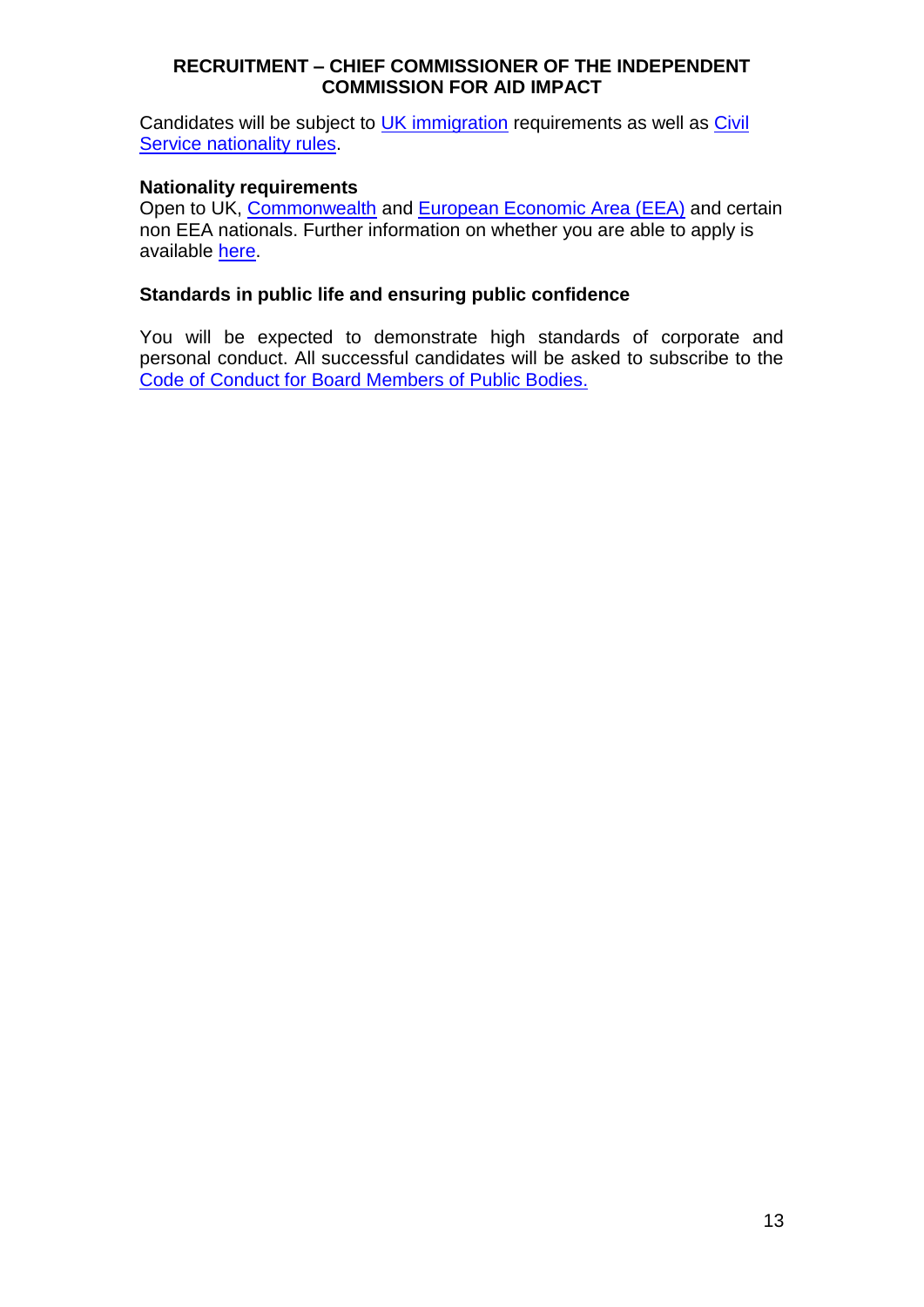**RECRUITMENT – CHIEF COMMISSIONER OF THE INDEPENDENT COMMISSION FOR AID IMPACT**

Candidates will be subject to UK immigration requirements as well as Civil Service nationality rules.

**Nationality requirements**

Open to UK, Commonwealth and European Economic Area (EEA) and certain non EEA nationals. Further information on whether you are able to apply is available here.

**Standards in public life and ensuring public confidence**

You will be expected to demonstrate high standards of corporate and personal conduct. All successful candidates will be asked to subscribe to the Code of Conduct for Board Members of Public Bodies.